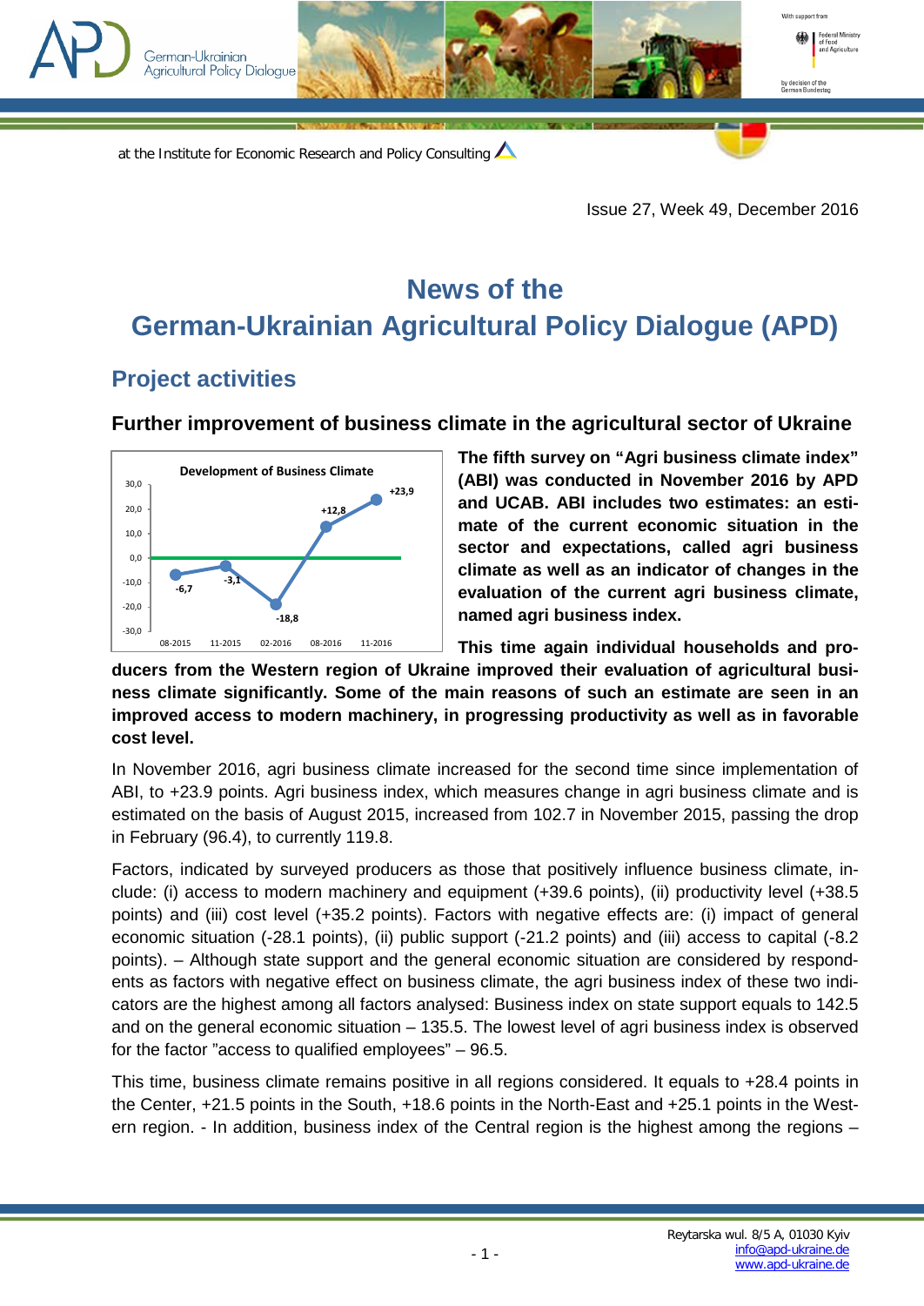Issue 27, Week 49, December 2016

# News of the German-Ukrainian Agricultural Policy Dialogue (APD)

## Project activities

### Further improvement of business climate in the agricultural sector of Ukraine

**The fifth survey on "Agri business climate index" (ABI) was conducted in November 2016 by APD and UCAB. ABI includes two estimates: an estimate of the current economic situation in the sector and expectations, called agri business climate as well as an indicator of changes in the evaluation of the current agri business climate, named agri business index.**

**This time again individual households and producers from the Western region of Ukraine improved their evaluation of agricultural business climate significantly. Some of the main reasons of such an estimate are seen in an improved access to modern machinery, in progressing productivity as well as in favorable cost level.**

In November 2016, agri business climate increased for the second time since implementation of ABI, to +23.9 points. Agri business index, which measures change in agri business climate and is estimated on the basis of August 2015, increased from 102.7 in November 2015, passing the drop in February (96.4), to currently 119.8.

Factors, indicated by surveyed producers as those that positively influence business climate, include: (i) access to modern machinery and equipment (+39.6 points), (ii) productivity level (+38.5 points) and (iii) cost level (+35.2 points). Factors with negative effects are: (i) impact of general economic situation (-28.1 points), (ii) public support (-21.2 points) and (iii) access to capital (-8.2 points). – Although state support and the general economic situation are considered by respondents as factors with negative effect on business climate, the agri business index of these two indicators are the highest among all factors analysed: Business index on state support equals to 142.5 and on the general economic situation – 135.5. The lowest level of agri business index is observed for the factor "access to qualified employees" – 96.5.

This time, business climate remains positive in all regions considered. It equals to +28.4 points in the Center, +21.5 points in the South, +18.6 points in the North-East and +25.1 points in the Western region. - In addition, business index of the Central region is the highest among the regions –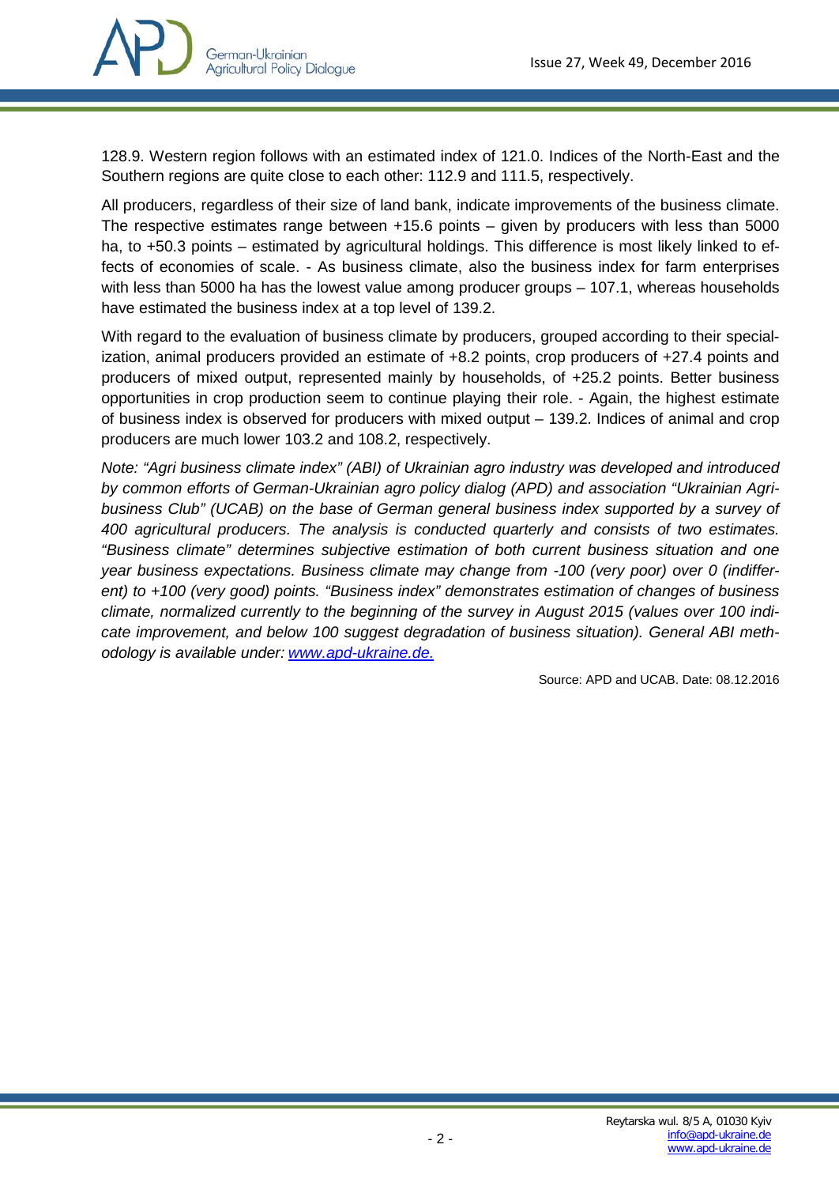128.9. Western region follows with an estimated index of 121.0. Indices of the North-East and the Southern regions are quite close to each other: 112.9 and 111.5, respectively.

All producers, regardless of their size of land bank, indicate improvements of the business climate. The respective estimates range between +15.6 points – given by producers with less than 5000 ha, to +50.3 points – estimated by agricultural holdings. This difference is most likely linked to effects of economies of scale. - As business climate, also the business index for farm enterprises with less than 5000 ha has the lowest value among producer groups – 107.1, whereas households have estimated the business index at a top level of 139.2.

With regard to the evaluation of business climate by producers, grouped according to their specialization, animal producers provided an estimate of +8.2 points, crop producers of +27.4 points and producers of mixed output, represented mainly by households, of +25.2 points. Better business opportunities in crop production seem to continue playing their role. - Again, the highest estimate of business index is observed for producers with mixed output – 139.2. Indices of animal and crop producers are much lower 103.2 and 108.2, respectively.

*Note: "Agri business climate index" (ABI) of Ukrainian agro industry was developed and introduced by common efforts of German-Ukrainian agro policy dialog (APD) and association "Ukrainian Agribusiness Club" (UCAB) on the base of German general business index supported by a survey of 400 agricultural producers. The analysis is conducted quarterly and consists of two estimates. "Business climate" determines subjective estimation of both current business situation and one year business expectations. Business climate may change from -100 (very poor) over 0 (indifferent) to +100 (very good) points. "Business index" demonstrates estimation of changes of business climate, normalized currently to the beginning of the survey in August 2015 (values over 100 indicate improvement, and below 100 suggest degradation of business situation). General ABI methodology is available under: [www.apd-ukraine.de.](http://www.apd-ukraine.de)*

Source: APD and UCAB. Date: 08.12.2016